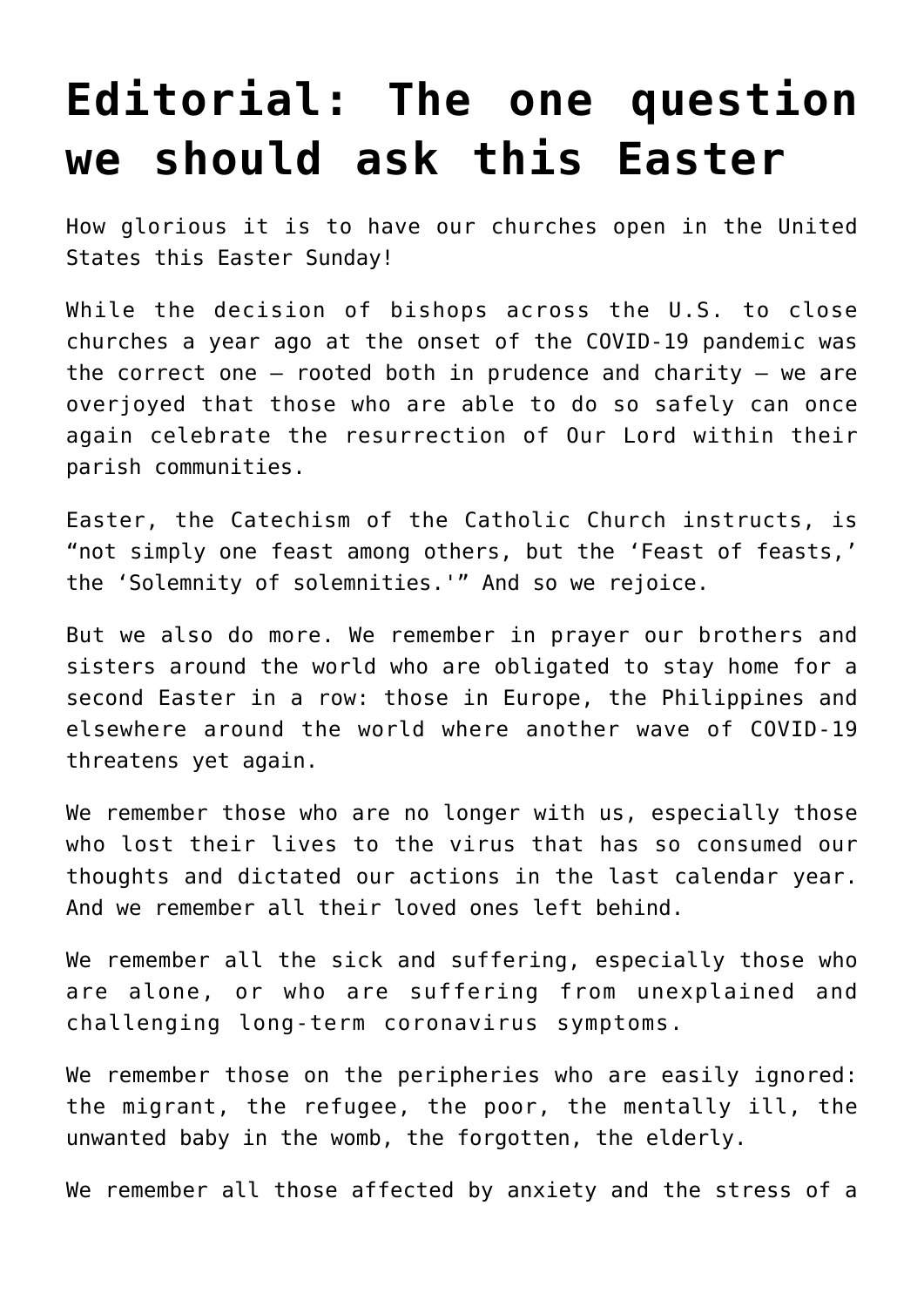# Editorial: The one question we should ask this Easter

How glorious it is to have our churches open in the United States this Easter Sunday!

While the decision of bishops across the U.S. to close churches a year ago at the onset of the COVID-19 pandemic was the correct one — rooted both in prudence and charity — we are overjoyed that those who are able to do so safely can once again celebrate the resurrection of Our Lord within their parish communities.

Easter, the Catechism of the Catholic Church instructs, is "not simply one feast among others, but the 'Feast of feasts,' the 'Solemnity of solemnities.'" And so we rejoice.

But we also do more. We remember in prayer our brothers and sisters around the world who are obligated to stay home for a second Easter in a row: those in Europe, the Philippines and elsewhere around the world where another wave of COVID-19 threatens yet again.

We remember those who are no longer with us, especially those who lost their lives to the virus that has so consumed our thoughts and dictated our actions in the last calendar year. And we remember all their loved ones left behind.

We remember all the sick and suffering, especially those who are alone, or who are suffering from unexplained and challenging long-term coronavirus symptoms.

We remember those on the peripheries who are easily ignored: the migrant, the refugee, the poor, the mentally ill, the unwanted baby in the womb, the forgotten, the elderly.

We remember all those affected by anxiety and the stress of a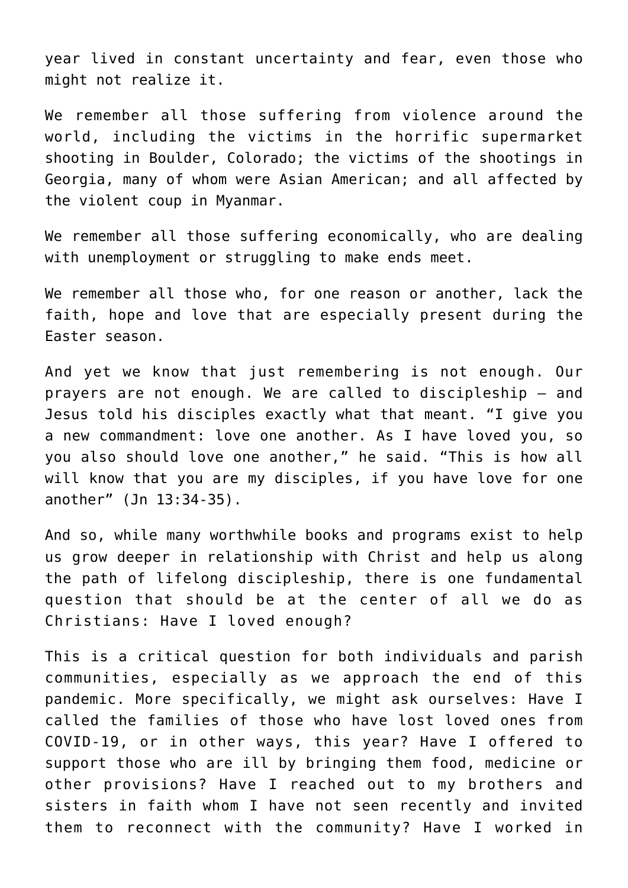year lived in constant uncertainty and fear, even those who might not realize it.

We remember all those suffering from violence around the world, including the victims in the horrific supermarket shooting in Boulder, Colorado; the victims of the shootings in Georgia, many of whom were Asian American; and all affected by the violent coup in Myanmar.

We remember all those suffering economically, who are dealing with unemployment or struggling to make ends meet.

We remember all those who, for one reason or another, lack the faith, hope and love that are especially present during the Easter season.

And yet we know that just remembering is not enough. Our prayers are not enough. We are called to discipleship — and Jesus told his disciples exactly what that meant. "I give you a new commandment: love one another. As I have loved you, so you also should love one another," he said. "This is how all will know that you are my disciples, if you have love for one another" (Jn 13:34-35).

And so, while many worthwhile books and programs exist to help us grow deeper in relationship with Christ and help us along the path of lifelong discipleship, there is one fundamental question that should be at the center of all we do as Christians: Have I loved enough?

This is a critical question for both individuals and parish communities, especially as we approach the end of this pandemic. More specifically, we might ask ourselves: Have I called the families of those who have lost loved ones from COVID-19, or in other ways, this year? Have I offered to support those who are ill by bringing them food, medicine or other provisions? Have I reached out to my brothers and sisters in faith whom I have not seen recently and invited them to reconnect with the community? Have I worked in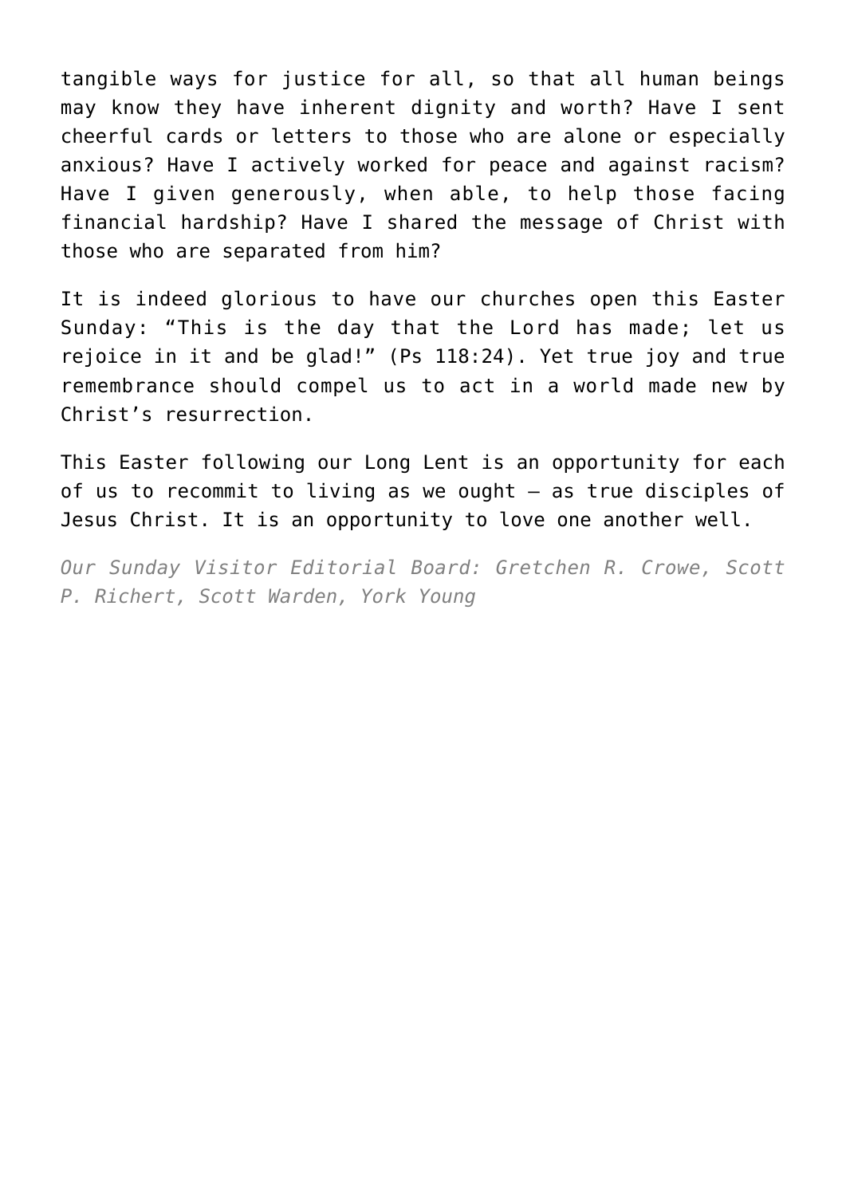tangible ways for justice for all, so that all human beings may know they have inherent dignity and worth? Have I sent cheerful cards or letters to those who are alone or especially anxious? Have I actively worked for peace and against racism? Have I given generously, when able, to help those facing financial hardship? Have I shared the message of Christ with those who are separated from him?

It is indeed glorious to have our churches open this Easter Sunday: "This is the day that the Lord has made; let us rejoice in it and be glad!" (Ps 118:24). Yet true joy and true remembrance should compel us to act in a world made new by Christ's resurrection.

This Easter following our Long Lent is an opportunity for each of us to recommit to living as we ought — as true disciples of Jesus Christ. It is an opportunity to love one another well.

*Our Sunday Visitor Editorial Board: Gretchen R. Crowe, Scott P. Richert, Scott Warden, York Young*